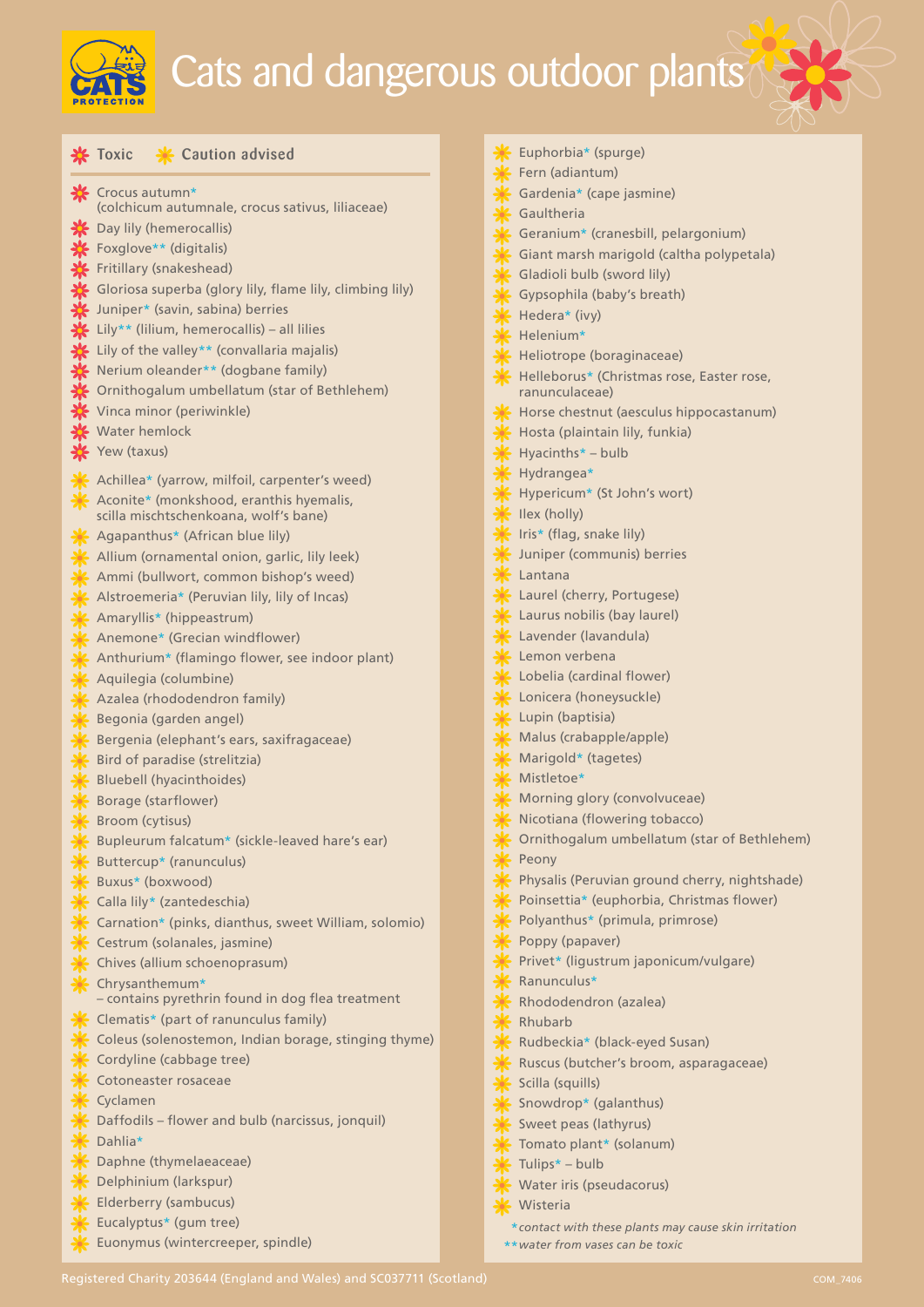# Cats and dangerous outdoor plants

Toxic | Caution advised

**Toxic**

- Crocus autumn* (colchicum autumnale, crocus sativus, liliaceae)
- Day lily (hemerocallis)
- Foxglove** (digitalis)
- Fritillary (snakeshead)
- Gloriosa superba (glory lily, flame lily, climbing lily)
- Juniper* (savin, sabina) berries
- Lily** (lilium, hemerocallis) – all lilies
- Lily of the valley** (convallaria majalis)
- Nerium oleander** (dogbane family)
- Ornithogalum umbellatum (star of Bethlehem)
- Vinca minor (periwinkle)
- Water hemlock
- Yew (taxus)

**Caution advised**

- Achillea* (yarrow, milfoil, carpenter's weed)
- Aconite* (monkshood, eranthis hyemalis, scilla mischtschenkoana, wolf's bane)
- Agapanthus* (African blue lily)
- Allium (ornamental onion, garlic, lily leek)
- Ammi (bullwort, common bishop's weed)
- Alstroemeria* (Peruvian lily, lily of Incas)
- Amaryllis* (hippeastrum)
- Anemone* (Grecian windflower)
- Anthurium* (flamingo flower, see indoor plant)
- Aquilegia (columbine)
- Azalea (rhododendron family)
- Begonia (garden angel)
- Bergenia (elephant's ears, saxifragaceae)
- Bird of paradise (strelitzia)
- Bluebell (hyacinthoides)
- Borage (starflower)
- Broom (cytisus)
- Bupleurum falcatum* (sickle-leaved hare's ear)
- Buttercup* (ranunculus)
- Buxus* (boxwood)
- Calla lily* (zantedeschia)
- Carnation* (pinks, dianthus, sweet William, solomio)
- Cestrum (solanales, jasmine)
- Chives (allium schoenoprasum)
- Chrysanthemum* – contains pyrethrin found in dog flea treatment
- Clematis* (part of ranunculus family)
- Coleus (solenostemon, Indian borage, stinging thyme)
- Cordyline (cabbage tree)
- Cotoneaster rosaceae
- Cyclamen
- Daffodils – flower and bulb (narcissus, jonquil)
- Dahlia*
- Daphne (thymelaeaceae)
- Delphinium (larkspur)
- Elderberry (sambucus)
- Eucalyptus* (gum tree)
- Euonymus (wintercreeper, spindle)
- Euphorbia* (spurge)
- Fern (adiantum)
- Gardenia* (cape jasmine)
- Gaultheria
- Geranium* (cranesbill, pelargonium)
- Giant marsh marigold (caltha polypetala)
- Gladioli bulb (sword lily)
- Gypsophila (baby's breath)
- Hedera* (ivy)
- Helenium*
- Heliotrope (boraginaceae)
- Helleborus* (Christmas rose, Easter rose, ranunculaceae)
- Horse chestnut (aesculus hippocastanum)
- Hosta (plaintain lily, funkia)
- Hyacinths* – bulb
- Hydrangea*
- Hypericum* (St John's wort)
- Ilex (holly)
- Iris* (flag, snake lily)
- Juniper (communis) berries
- Lantana
- Laurel (cherry, Portugese)
- Laurus nobilis (bay laurel)
- Lavender (lavandula)
- Lemon verbena
- Lobelia (cardinal flower)
- Lonicera (honeysuckle)
- Lupin (baptisia)
- Malus (crabapple/apple)
- Marigold* (tagetes)
- Mistletoe*
- Morning glory (convolvuceae)
- Nicotiana (flowering tobacco)
- Ornithogalum umbellatum (star of Bethlehem)
- Peony
- Physalis (Peruvian ground cherry, nightshade)
- Poinsettia* (euphorbia, Christmas flower)
- Polyanthus* (primula, primrose)
- Poppy (papaver)
- Privet* (ligustrum japonicum/vulgare)
- Ranunculus*
- Rhododendron (azalea)
- Rhubarb
- Rudbeckia* (black-eyed Susan)
- Ruscus (butcher's broom, asparagaceae)
- Scilla (squills)
- Snowdrop* (galanthus)
- Sweet peas (lathyrus)
- Tomato plant* (solanum)
- Tulips* – bulb
- Water iris (pseudacorus)
- Wisteria

*\*contact with these plants may cause skin irritation*
*\*\*water from vases can be toxic*

Registered Charity 203644 (England and Wales) and SC037711 (Scotland)

COM_7406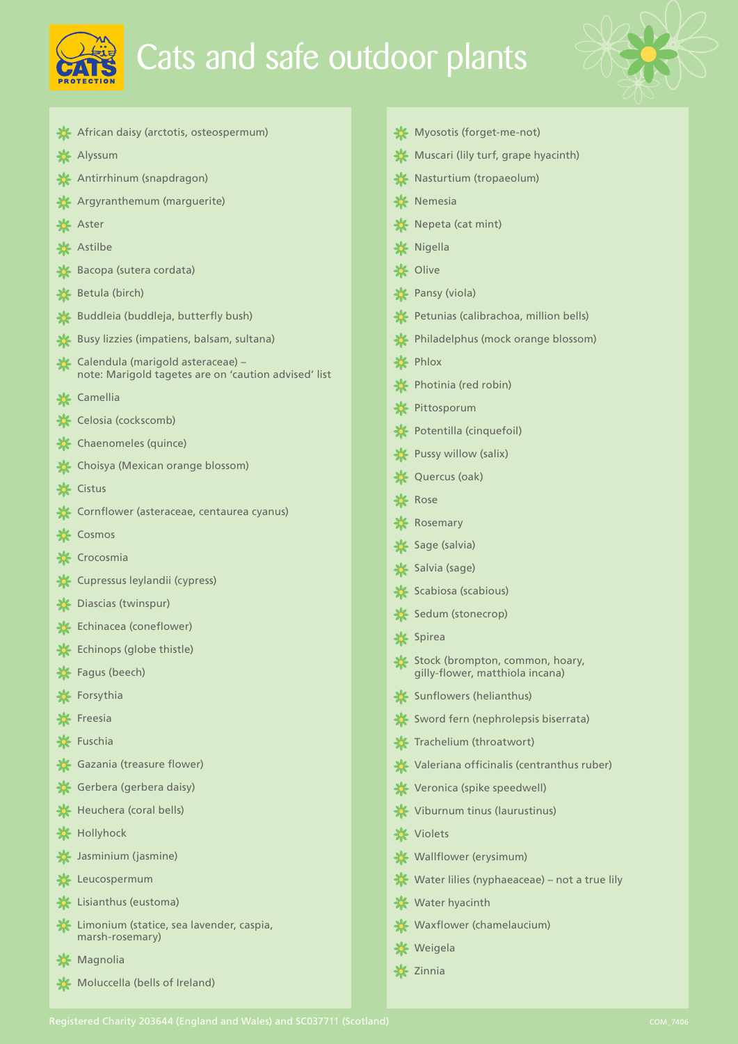# Cats and safe outdoor plants

- African daisy (arctotis, osteospermum)
- Alyssum
- Antirrhinum (snapdragon)
- Argyranthemum (marguerite)
- Aster
- Astilbe
- Bacopa (sutera cordata)
- Betula (birch)
- Buddleia (buddleja, butterfly bush)
- Busy lizzies (impatiens, balsam, sultana)
- Calendula (marigold asteraceae) – note: Marigold tagetes are on 'caution advised' list
- Camellia
- Celosia (cockscomb)
- Chaenomeles (quince)
- Choisya (Mexican orange blossom)
- Cistus
- Cornflower (asteraceae, centaurea cyanus)
- Cosmos
- Crocosmia
- Cupressus leylandii (cypress)
- Diascias (twinspur)
- Echinacea (coneflower)
- Echinops (globe thistle)
- Fagus (beech)
- Forsythia
- Freesia
- Fuschia
- Gazania (treasure flower)
- Gerbera (gerbera daisy)
- Heuchera (coral bells)
- Hollyhock
- Jasminium (jasmine)
- Leucospermum
- Lisianthus (eustoma)
- Limonium (statice, sea lavender, caspia, marsh-rosemary)
- Magnolia
- Moluccella (bells of Ireland)
- Myosotis (forget-me-not)
- Muscari (lily turf, grape hyacinth)
- Nasturtium (tropaeolum)
- Nemesia
- Nepeta (cat mint)
- Nigella
- Olive
- Pansy (viola)
- Petunias (calibrachoa, million bells)
- Philadelphus (mock orange blossom)
- Phlox
- Photinia (red robin)
- Pittosporum
- Potentilla (cinquefoil)
- Pussy willow (salix)
- Quercus (oak)
- Rose
- Rosemary
- Sage (salvia)
- Salvia (sage)
- Scabiosa (scabious)
- Sedum (stonecrop)
- Spirea
- Stock (brompton, common, hoary, gilly-flower, matthiola incana)
- Sunflowers (helianthus)
- Sword fern (nephrolepsis biserrata)
- Trachelium (throatwort)
- Valeriana officinalis (centranthus ruber)
- Veronica (spike speedwell)
- Viburnum tinus (laurustinus)
- Violets
- Wallflower (erysimum)
- Water lilies (nyphaeaceae) – not a true lily
- Water hyacinth
- Waxflower (chamelaucium)
- Weigela
- Zinnia

Registered Charity 203644 (England and Wales) and SC037711 (Scotland)

COM_7406